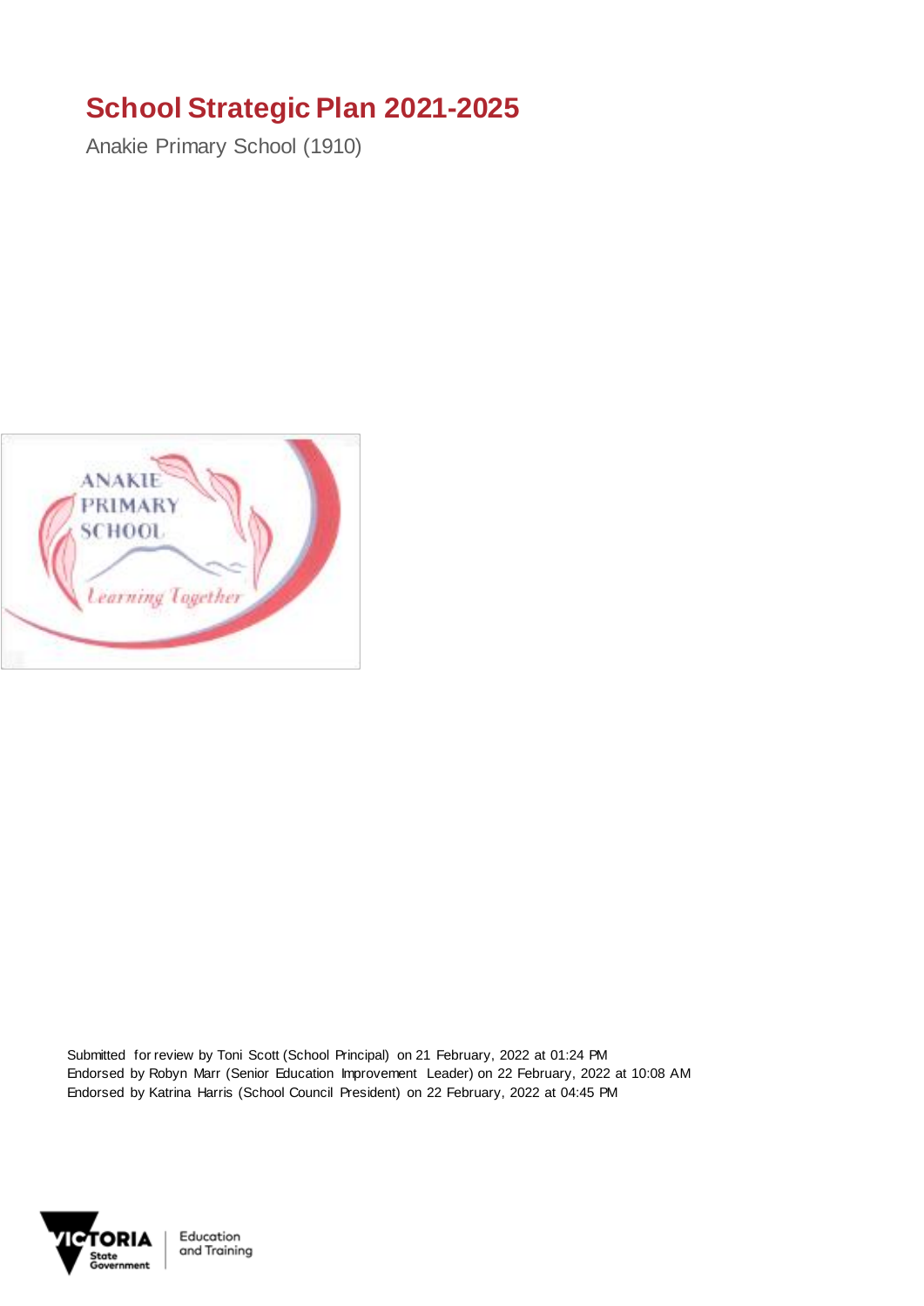# School Strategic Plan 2021-2025

Anakie Primary School (1910)

Submitted for review by Toni Scott (School Principal) on 21 February, 2022 at 01:24 PM
Endorsed by Robyn Marr (Senior Education Improvement Leader) on 22 February, 2022 at 10:08 AM
Endorsed by Katrina Harris (School Council President) on 22 February, 2022 at 04:45 PM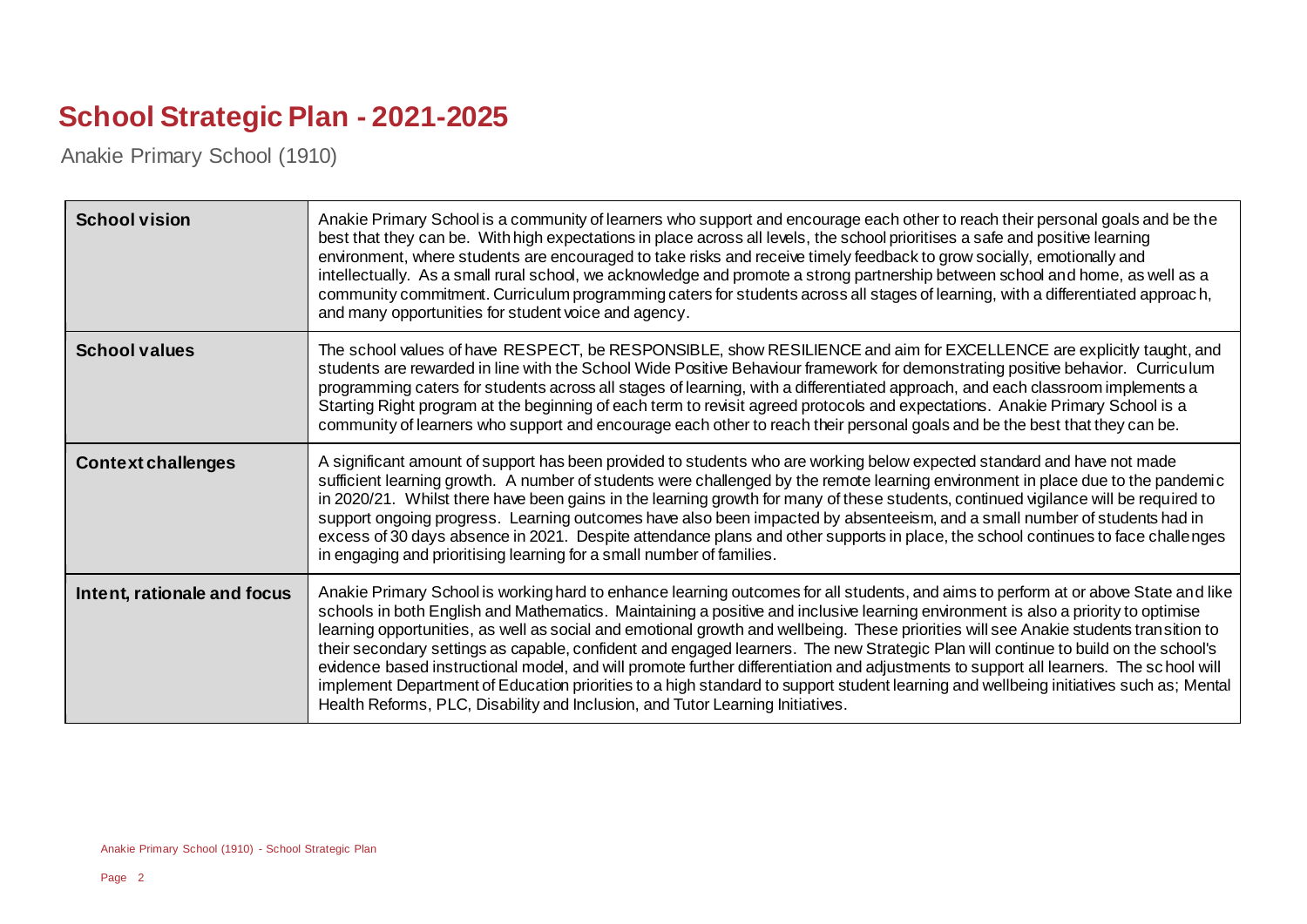# School Strategic Plan - 2021-2025

Anakie Primary School (1910)

| | |
|---|---|
| **School vision** | Anakie Primary School is a community of learners who support and encourage each other to reach their personal goals and be the best that they can be. With high expectations in place across all levels, the school prioritises a safe and positive learning environment, where students are encouraged to take risks and receive timely feedback to grow socially, emotionally and intellectually. As a small rural school, we acknowledge and promote a strong partnership between school and home, as well as a community commitment. Curriculum programming caters for students across all stages of learning, with a differentiated approach, and many opportunities for student voice and agency. |
| **School values** | The school values of have RESPECT, be RESPONSIBLE, show RESILIENCE and aim for EXCELLENCE are explicitly taught, and students are rewarded in line with the School Wide Positive Behaviour framework for demonstrating positive behavior. Curriculum programming caters for students across all stages of learning, with a differentiated approach, and each classroom implements a Starting Right program at the beginning of each term to revisit agreed protocols and expectations. Anakie Primary School is a community of learners who support and encourage each other to reach their personal goals and be the best that they can be. |
| **Context challenges** | A significant amount of support has been provided to students who are working below expected standard and have not made sufficient learning growth. A number of students were challenged by the remote learning environment in place due to the pandemic in 2020/21. Whilst there have been gains in the learning growth for many of these students, continued vigilance will be required to support ongoing progress. Learning outcomes have also been impacted by absenteeism, and a small number of students had in excess of 30 days absence in 2021. Despite attendance plans and other supports in place, the school continues to face challenges in engaging and prioritising learning for a small number of families. |
| **Intent, rationale and focus** | Anakie Primary School is working hard to enhance learning outcomes for all students, and aims to perform at or above State and like schools in both English and Mathematics. Maintaining a positive and inclusive learning environment is also a priority to optimise learning opportunities, as well as social and emotional growth and wellbeing. These priorities will see Anakie students transition to their secondary settings as capable, confident and engaged learners. The new Strategic Plan will continue to build on the school's evidence based instructional model, and will promote further differentiation and adjustments to support all learners. The school will implement Department of Education priorities to a high standard to support student learning and wellbeing initiatives such as; Mental Health Reforms, PLC, Disability and Inclusion, and Tutor Learning Initiatives. |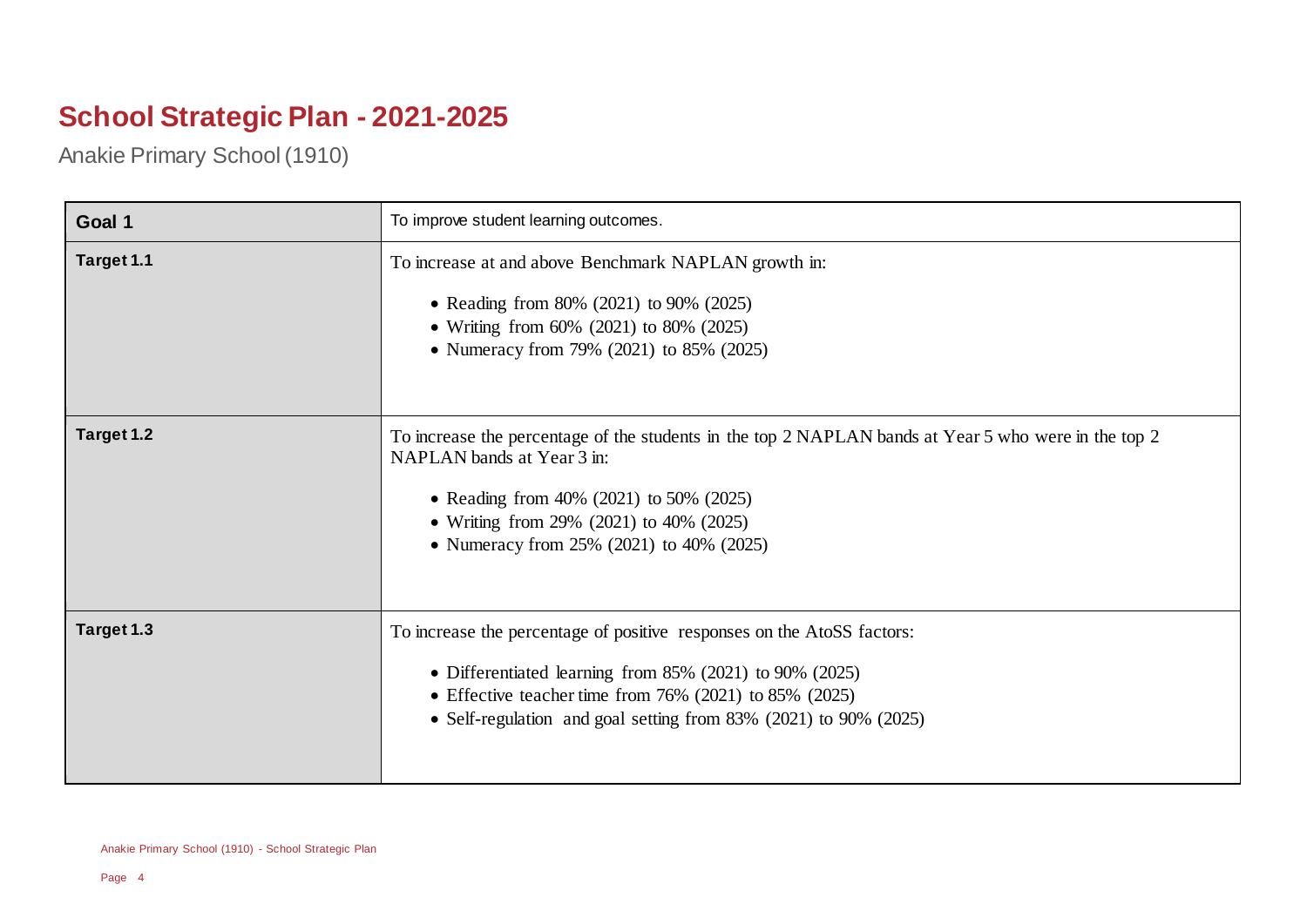# School Strategic Plan - 2021-2025

Anakie Primary School (1910)

| **Goal 1** | To improve student learning outcomes. |
|---|---|
| **Target 1.1** | To increase at and above Benchmark NAPLAN growth in:<br><br>• Reading from 80% (2021) to 90% (2025)<br>• Writing from 60% (2021) to 80% (2025)<br>• Numeracy from 79% (2021) to 85% (2025) |
| **Target 1.2** | To increase the percentage of the students in the top 2 NAPLAN bands at Year 5 who were in the top 2 NAPLAN bands at Year 3 in:<br><br>• Reading from 40% (2021) to 50% (2025)<br>• Writing from 29% (2021) to 40% (2025)<br>• Numeracy from 25% (2021) to 40% (2025) |
| **Target 1.3** | To increase the percentage of positive responses on the AtoSS factors:<br><br>• Differentiated learning from 85% (2021) to 90% (2025)<br>• Effective teacher time from 76% (2021) to 85% (2025)<br>• Self-regulation and goal setting from 83% (2021) to 90% (2025) |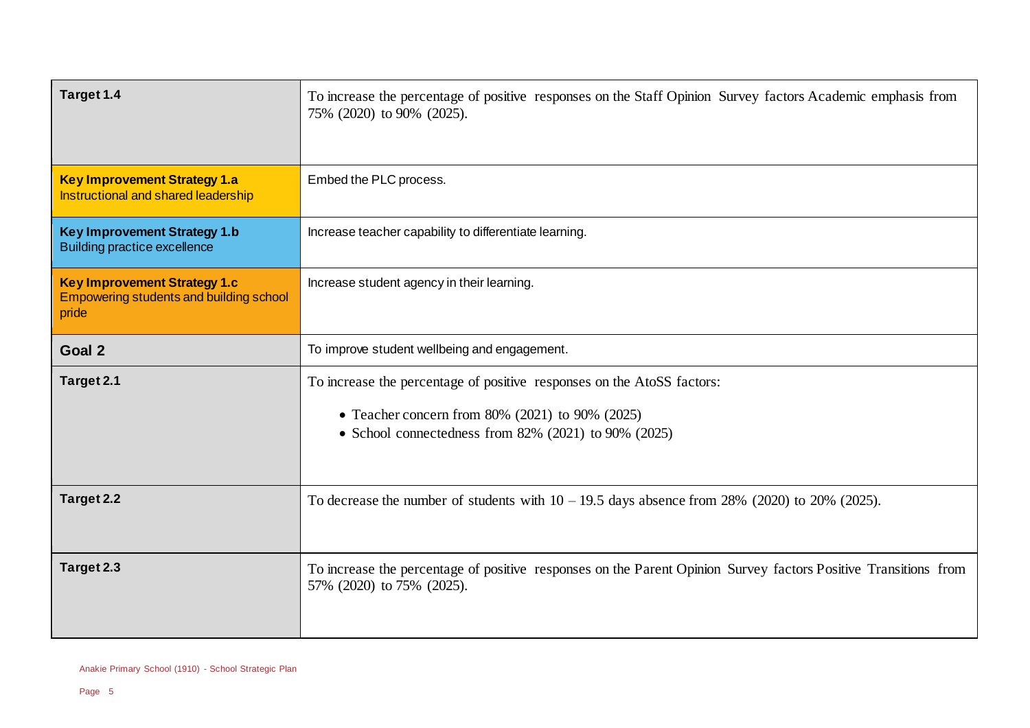| | |
|---|---|
| **Target 1.4** | To increase the percentage of positive responses on the Staff Opinion Survey factors Academic emphasis from 75% (2020) to 90% (2025). |
| **Key Improvement Strategy 1.a**<br>Instructional and shared leadership | Embed the PLC process. |
| **Key Improvement Strategy 1.b**<br>Building practice excellence | Increase teacher capability to differentiate learning. |
| **Key Improvement Strategy 1.c**<br>Empowering students and building school pride | Increase student agency in their learning. |
| **Goal 2** | To improve student wellbeing and engagement. |
| **Target 2.1** | To increase the percentage of positive responses on the AtoSS factors:<br>• Teacher concern from 80% (2021) to 90% (2025)<br>• School connectedness from 82% (2021) to 90% (2025) |
| **Target 2.2** | To decrease the number of students with 10 – 19.5 days absence from 28% (2020) to 20% (2025). |
| **Target 2.3** | To increase the percentage of positive responses on the Parent Opinion Survey factors Positive Transitions from 57% (2020) to 75% (2025). |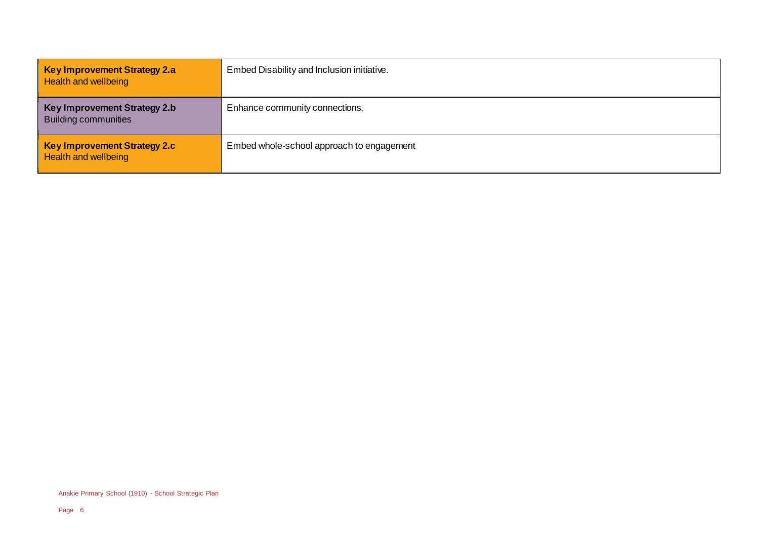| | |
|---|---|
| **Key Improvement Strategy 2.a**<br>Health and wellbeing | Embed Disability and Inclusion initiative. |
| **Key Improvement Strategy 2.b**<br>Building communities | Enhance community connections. |
| **Key Improvement Strategy 2.c**<br>Health and wellbeing | Embed whole-school approach to engagement |